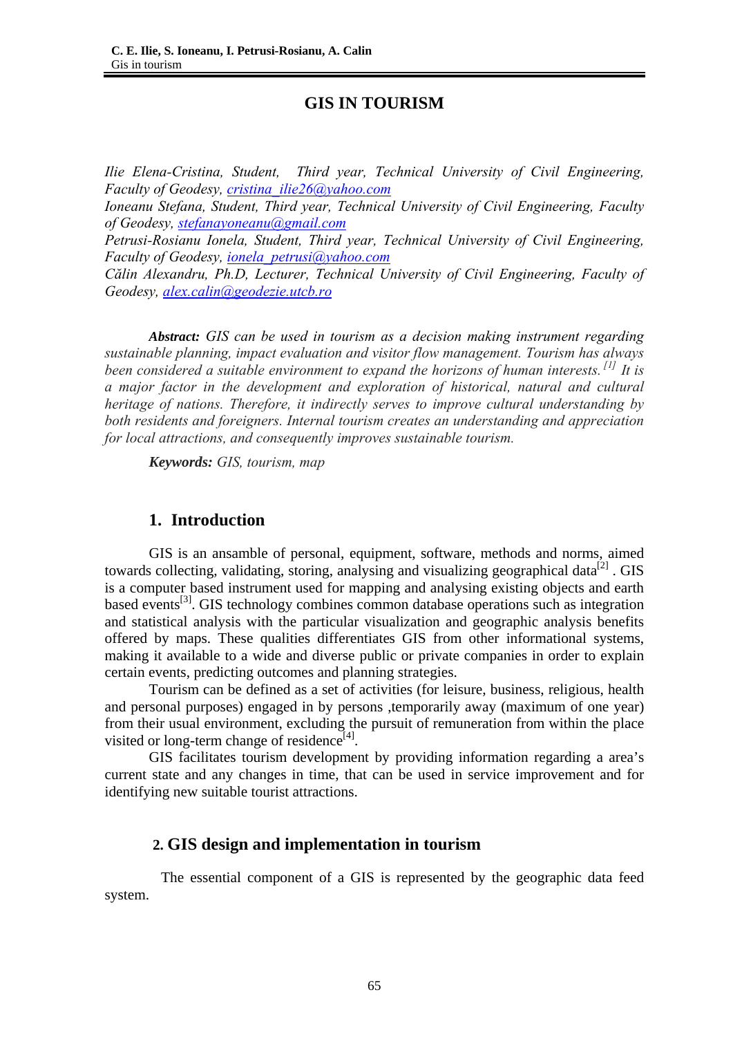# GIS IN TOURISM

*Ilie Elena-Cristina, Student, Third year, Technical University of Civil Engineering, Faculty of Geodesy, cristina_ilie26@yahoo.com*
*Ioneanu Stefana, Student, Third year, Technical University of Civil Engineering, Faculty of Geodesy, stefanayoneanu@gmail.com*
*Petrusi-Rosianu Ionela, Student, Third year, Technical University of Civil Engineering, Faculty of Geodesy, ionela_petrusi@yahoo.com*
*Călin Alexandru, Ph.D, Lecturer, Technical University of Civil Engineering, Faculty of Geodesy, alex.calin@geodezie.utcb.ro*

***Abstract:*** *GIS can be used in tourism as a decision making instrument regarding sustainable planning, impact evaluation and visitor flow management. Tourism has always been considered a suitable environment to expand the horizons of human interests.* [1] *It is a major factor in the development and exploration of historical, natural and cultural heritage of nations. Therefore, it indirectly serves to improve cultural understanding by both residents and foreigners. Internal tourism creates an understanding and appreciation for local attractions, and consequently improves sustainable tourism.*

***Keywords:*** *GIS, tourism, map*

## 1. Introduction

GIS is an ansamble of personal, equipment, software, methods and norms, aimed towards collecting, validating, storing, analysing and visualizing geographical data[2] . GIS is a computer based instrument used for mapping and analysing existing objects and earth based events[3]. GIS technology combines common database operations such as integration and statistical analysis with the particular visualization and geographic analysis benefits offered by maps. These qualities differentiates GIS from other informational systems, making it available to a wide and diverse public or private companies in order to explain certain events, predicting outcomes and planning strategies.

Tourism can be defined as a set of activities (for leisure, business, religious, health and personal purposes) engaged in by persons ,temporarily away (maximum of one year) from their usual environment, excluding the pursuit of remuneration from within the place visited or long-term change of residence[4].

GIS facilitates tourism development by providing information regarding a area's current state and any changes in time, that can be used in service improvement and for identifying new suitable tourist attractions.

## 2. GIS design and implementation in tourism

The essential component of a GIS is represented by the geographic data feed system.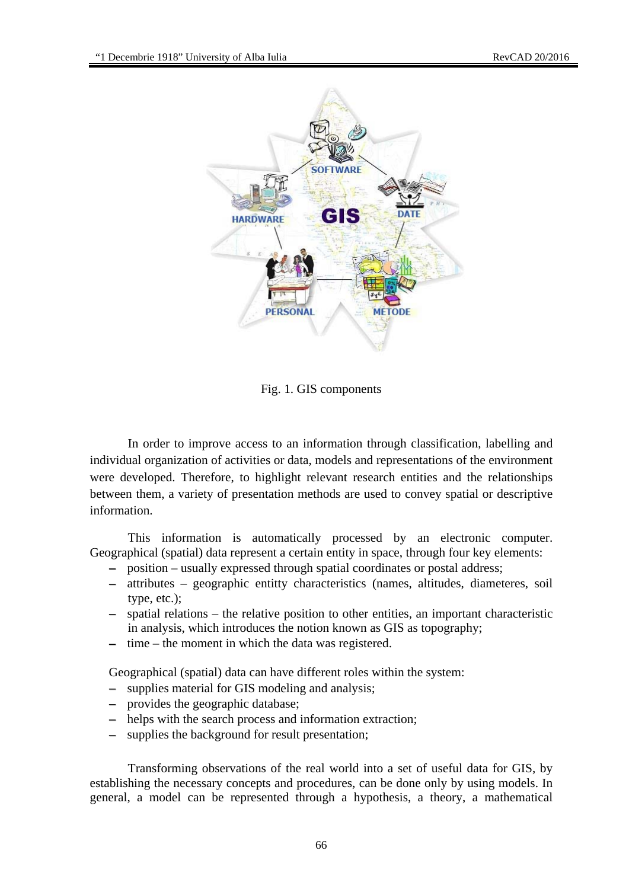Fig. 1. GIS components

In order to improve access to an information through classification, labelling and individual organization of activities or data, models and representations of the environment were developed. Therefore, to highlight relevant research entities and the relationships between them, a variety of presentation methods are used to convey spatial or descriptive information.

This information is automatically processed by an electronic computer. Geographical (spatial) data represent a certain entity in space, through four key elements:

- position – usually expressed through spatial coordinates or postal address;
- attributes – geographic entitty characteristics (names, altitudes, diameteres, soil type, etc.);
- spatial relations – the relative position to other entities, an important characteristic in analysis, which introduces the notion known as GIS as topography;
- time – the moment in which the data was registered.

Geographical (spatial) data can have different roles within the system:

- supplies material for GIS modeling and analysis;
- provides the geographic database;
- helps with the search process and information extraction;
- supplies the background for result presentation;

Transforming observations of the real world into a set of useful data for GIS, by establishing the necessary concepts and procedures, can be done only by using models. In general, a model can be represented through a hypothesis, a theory, a mathematical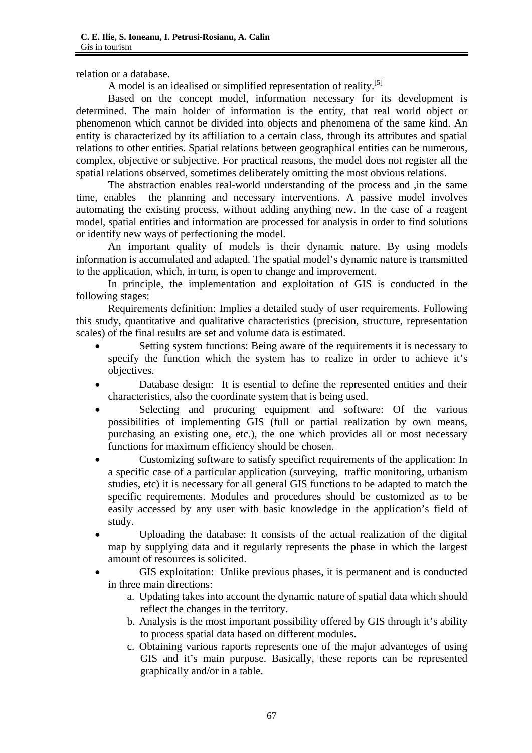relation or a database.

A model is an idealised or simplified representation of reality.[5]

Based on the concept model, information necessary for its development is determined. The main holder of information is the entity, that real world object or phenomenon which cannot be divided into objects and phenomena of the same kind. An entity is characterized by its affiliation to a certain class, through its attributes and spatial relations to other entities. Spatial relations between geographical entities can be numerous, complex, objective or subjective. For practical reasons, the model does not register all the spatial relations observed, sometimes deliberately omitting the most obvious relations.

The abstraction enables real-world understanding of the process and ,in the same time, enables the planning and necessary interventions. A passive model involves automating the existing process, without adding anything new. In the case of a reagent model, spatial entities and information are processed for analysis in order to find solutions or identify new ways of perfectioning the model.

An important quality of models is their dynamic nature. By using models information is accumulated and adapted. The spatial model's dynamic nature is transmitted to the application, which, in turn, is open to change and improvement.

In principle, the implementation and exploitation of GIS is conducted in the following stages:

Requirements definition: Implies a detailed study of user requirements. Following this study, quantitative and qualitative characteristics (precision, structure, representation scales) of the final results are set and volume data is estimated.

- Setting system functions: Being aware of the requirements it is necessary to specify the function which the system has to realize in order to achieve it's objectives.
- Database design: It is esential to define the represented entities and their characteristics, also the coordinate system that is being used.
- Selecting and procuring equipment and software: Of the various possibilities of implementing GIS (full or partial realization by own means, purchasing an existing one, etc.), the one which provides all or most necessary functions for maximum efficiency should be chosen.
- Customizing software to satisfy specifict requirements of the application: In a specific case of a particular application (surveying, traffic monitoring, urbanism studies, etc) it is necessary for all general GIS functions to be adapted to match the specific requirements. Modules and procedures should be customized as to be easily accessed by any user with basic knowledge in the application's field of study.
- Uploading the database: It consists of the actual realization of the digital map by supplying data and it regularly represents the phase in which the largest amount of resources is solicited.
- GIS exploitation: Unlike previous phases, it is permanent and is conducted in three main directions:
    a. Updating takes into account the dynamic nature of spatial data which should reflect the changes in the territory.
    b. Analysis is the most important possibility offered by GIS through it's ability to process spatial data based on different modules.
    c. Obtaining various raports represents one of the major advanteges of using GIS and it's main purpose. Basically, these reports can be represented graphically and/or in a table.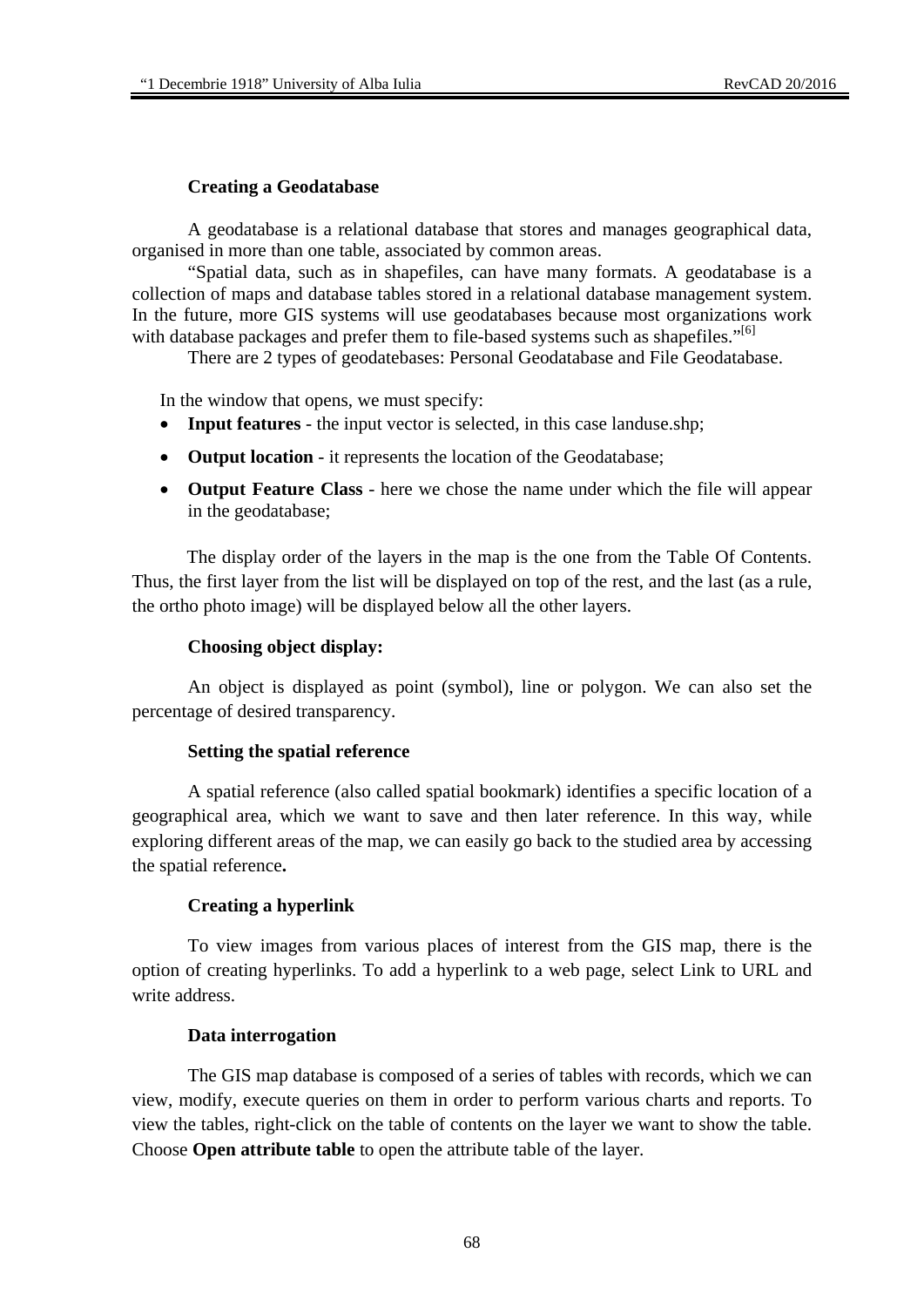**Creating a Geodatabase**

A geodatabase is a relational database that stores and manages geographical data, organised in more than one table, associated by common areas.

"Spatial data, such as in shapefiles, can have many formats. A geodatabase is a collection of maps and database tables stored in a relational database management system. In the future, more GIS systems will use geodatabases because most organizations work with database packages and prefer them to file-based systems such as shapefiles."[6]

There are 2 types of geodatebases: Personal Geodatabase and File Geodatabase.

In the window that opens, we must specify:

- **Input features** - the input vector is selected, in this case landuse.shp;
- **Output location** - it represents the location of the Geodatabase;
- **Output Feature Class** - here we chose the name under which the file will appear in the geodatabase;

The display order of the layers in the map is the one from the Table Of Contents. Thus, the first layer from the list will be displayed on top of the rest, and the last (as a rule, the ortho photo image) will be displayed below all the other layers.

**Choosing object display:**

An object is displayed as point (symbol), line or polygon. We can also set the percentage of desired transparency.

**Setting the spatial reference**

A spatial reference (also called spatial bookmark) identifies a specific location of a geographical area, which we want to save and then later reference. In this way, while exploring different areas of the map, we can easily go back to the studied area by accessing the spatial reference**.**

**Creating a hyperlink**

To view images from various places of interest from the GIS map, there is the option of creating hyperlinks. To add a hyperlink to a web page, select Link to URL and write address.

**Data interrogation**

The GIS map database is composed of a series of tables with records, which we can view, modify, execute queries on them in order to perform various charts and reports. To view the tables, right-click on the table of contents on the layer we want to show the table. Choose **Open attribute table** to open the attribute table of the layer.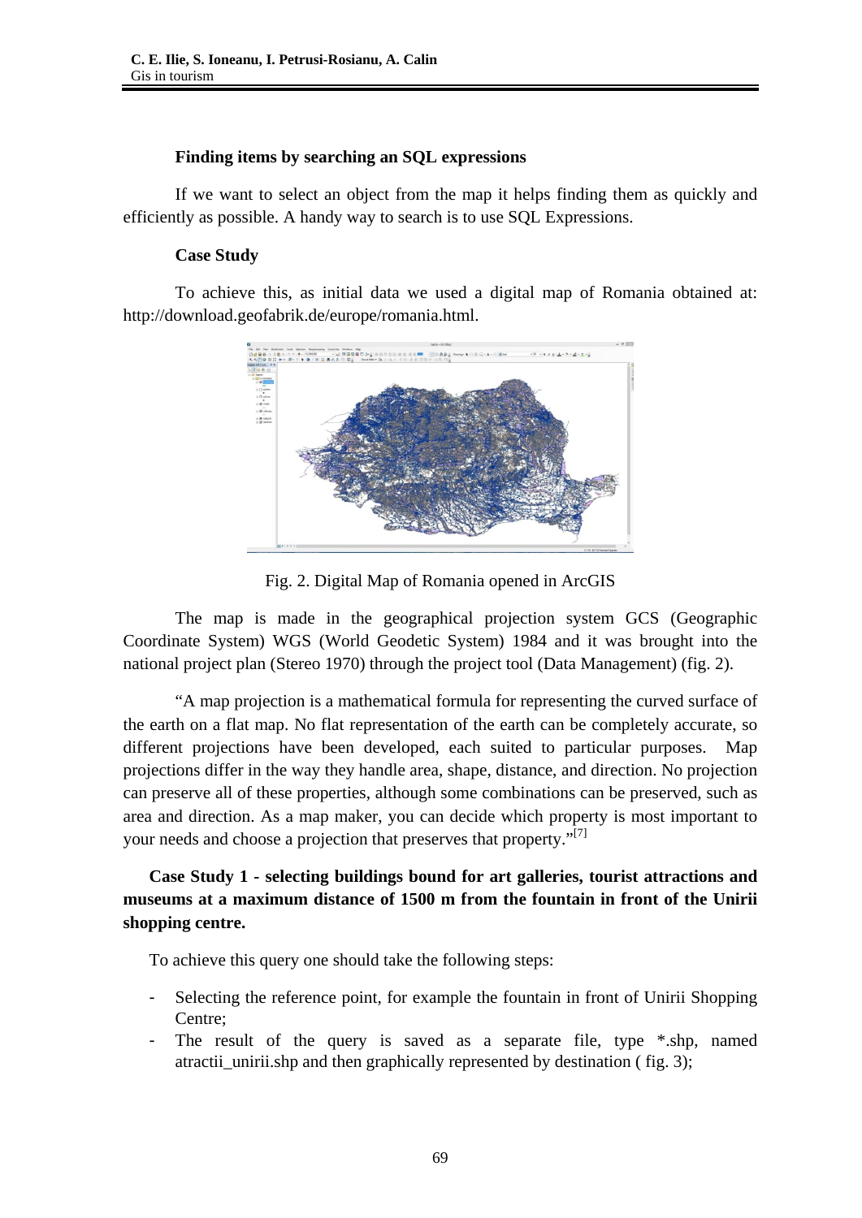### Finding items by searching an SQL expressions

If we want to select an object from the map it helps finding them as quickly and efficiently as possible. A handy way to search is to use SQL Expressions.

### Case Study

To achieve this, as initial data we used a digital map of Romania obtained at: http://download.geofabrik.de/europe/romania.html.

Fig. 2. Digital Map of Romania opened in ArcGIS

The map is made in the geographical projection system GCS (Geographic Coordinate System) WGS (World Geodetic System) 1984 and it was brought into the national project plan (Stereo 1970) through the project tool (Data Management) (fig. 2).

"A map projection is a mathematical formula for representing the curved surface of the earth on a flat map. No flat representation of the earth can be completely accurate, so different projections have been developed, each suited to particular purposes. Map projections differ in the way they handle area, shape, distance, and direction. No projection can preserve all of these properties, although some combinations can be preserved, such as area and direction. As a map maker, you can decide which property is most important to your needs and choose a projection that preserves that property."[7]

### Case Study 1 - selecting buildings bound for art galleries, tourist attractions and museums at a maximum distance of 1500 m from the fountain in front of the Unirii shopping centre.

To achieve this query one should take the following steps:

- Selecting the reference point, for example the fountain in front of Unirii Shopping Centre;
- The result of the query is saved as a separate file, type *.shp, named atractii_unirii.shp and then graphically represented by destination ( fig. 3);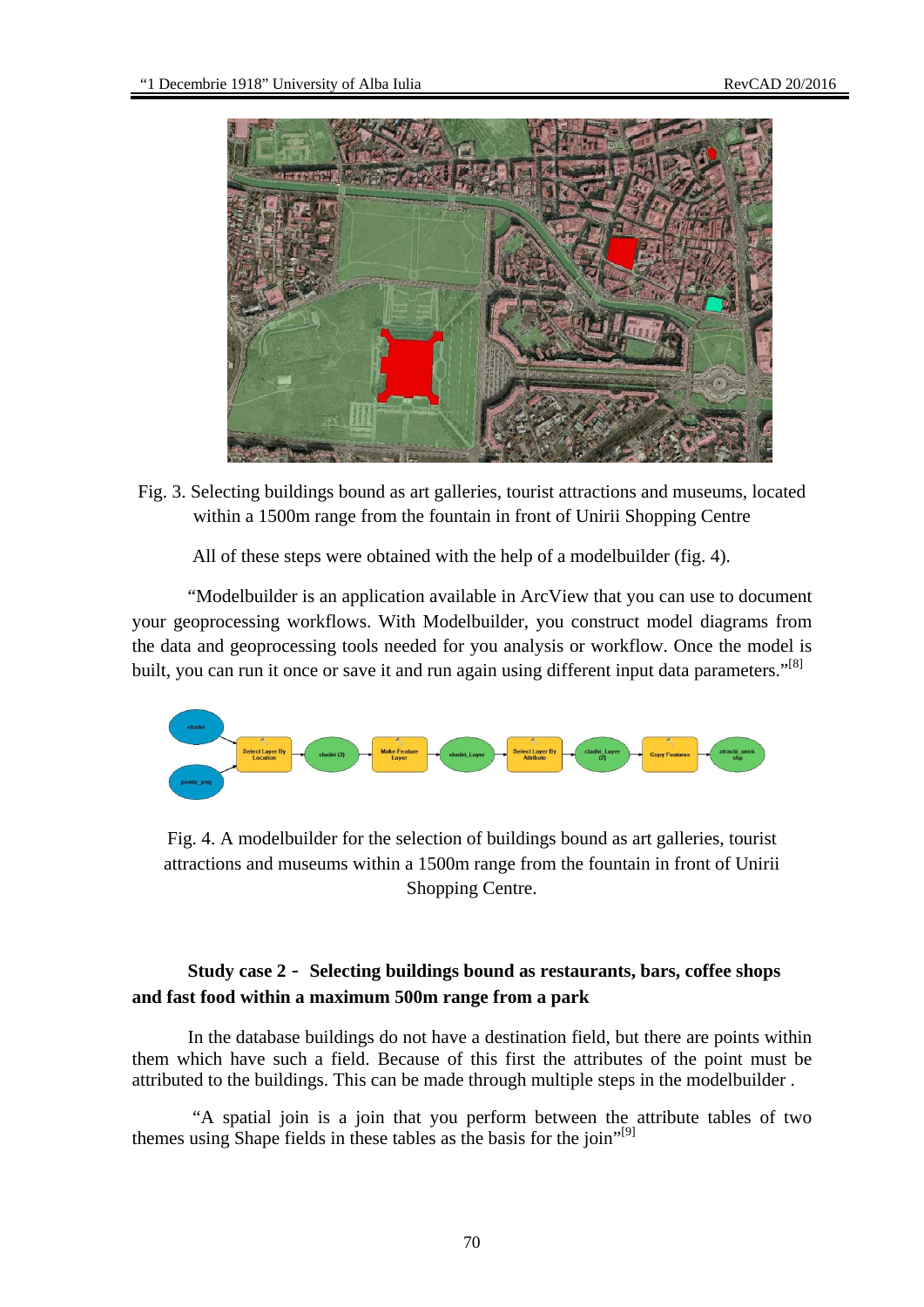Fig. 3. Selecting buildings bound as art galleries, tourist attractions and museums, located within a 1500m range from the fountain in front of Unirii Shopping Centre

All of these steps were obtained with the help of a modelbuilder (fig. 4).

"Modelbuilder is an application available in ArcView that you can use to document your geoprocessing workflows. With Modelbuilder, you construct model diagrams from the data and geoprocessing tools needed for you analysis or workflow. Once the model is built, you can run it once or save it and run again using different input data parameters."[8]

Fig. 4. A modelbuilder for the selection of buildings bound as art galleries, tourist attractions and museums within a 1500m range from the fountain in front of Unirii Shopping Centre.

**Study case 2 - Selecting buildings bound as restaurants, bars, coffee shops and fast food within a maximum 500m range from a park**

In the database buildings do not have a destination field, but there are points within them which have such a field. Because of this first the attributes of the point must be attributed to the buildings. This can be made through multiple steps in the modelbuilder .

"A spatial join is a join that you perform between the attribute tables of two themes using Shape fields in these tables as the basis for the join"[9]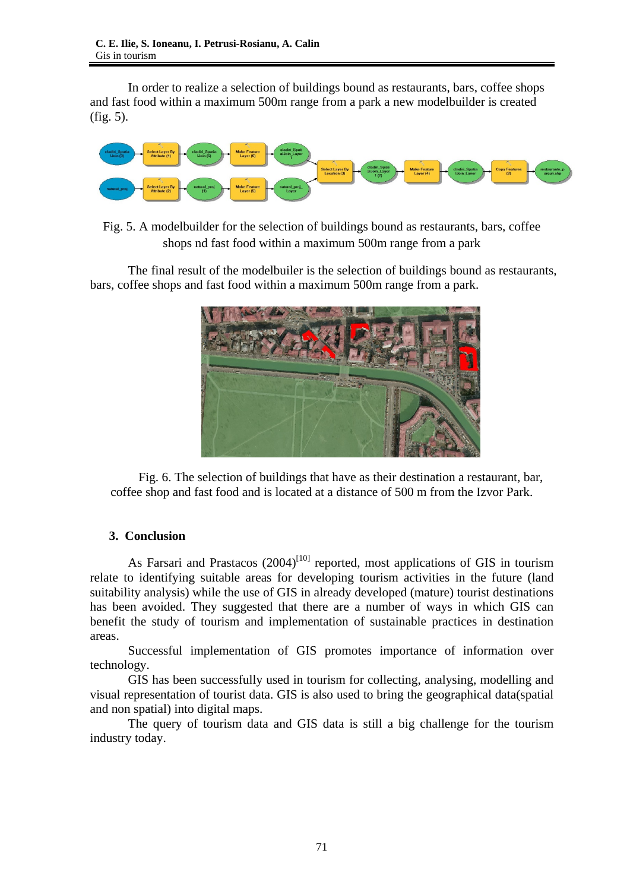In order to realize a selection of buildings bound as restaurants, bars, coffee shops and fast food within a maximum 500m range from a park a new modelbuilder is created (fig. 5).

Fig. 5. A modelbuilder for the selection of buildings bound as restaurants, bars, coffee shops nd fast food within a maximum 500m range from a park

The final result of the modelbuiler is the selection of buildings bound as restaurants, bars, coffee shops and fast food within a maximum 500m range from a park.

Fig. 6. The selection of buildings that have as their destination a restaurant, bar, coffee shop and fast food and is located at a distance of 500 m from the Izvor Park.

## 3. Conclusion

As Farsari and Prastacos (2004)[10] reported, most applications of GIS in tourism relate to identifying suitable areas for developing tourism activities in the future (land suitability analysis) while the use of GIS in already developed (mature) tourist destinations has been avoided. They suggested that there are a number of ways in which GIS can benefit the study of tourism and implementation of sustainable practices in destination areas.

Successful implementation of GIS promotes importance of information over technology.

GIS has been successfully used in tourism for collecting, analysing, modelling and visual representation of tourist data. GIS is also used to bring the geographical data(spatial and non spatial) into digital maps.

The query of tourism data and GIS data is still a big challenge for the tourism industry today.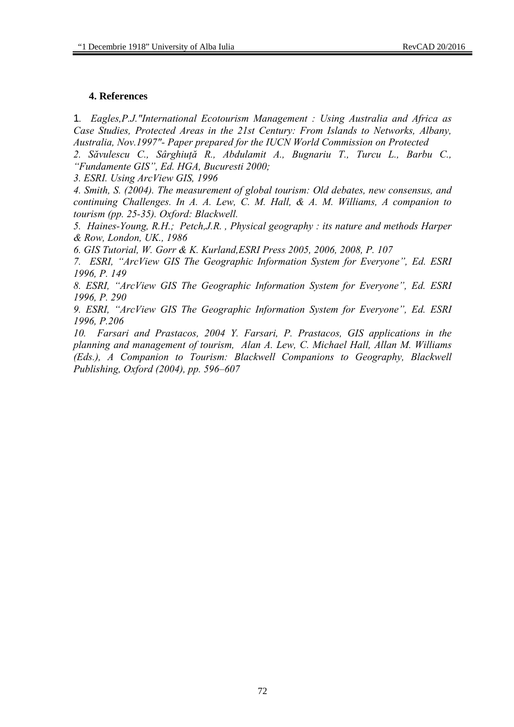### 4. References

1. *Eagles,P.J."International Ecotourism Management : Using Australia and Africa as Case Studies, Protected Areas in the 21st Century: From Islands to Networks, Albany, Australia, Nov.1997"- Paper prepared for the IUCN World Commission on Protected*

*2. Săvulescu C., Sârghiuță R., Abdulamit A., Bugnariu T., Turcu L., Barbu C., "Fundamente GIS", Ed. HGA, Bucuresti 2000;*

*3. ESRI. Using ArcView GIS, 1996*

*4. Smith, S. (2004). The measurement of global tourism: Old debates, new consensus, and continuing Challenges. In A. A. Lew, C. M. Hall, & A. M. Williams, A companion to tourism (pp. 25-35). Oxford: Blackwell.*

*5. Haines-Young, R.H.; Petch,J.R. , Physical geography : its nature and methods Harper & Row, London, UK., 1986*

*6. GIS Tutorial, W. Gorr & K. Kurland,ESRI Press 2005, 2006, 2008, P. 107*

*7. ESRI, "ArcView GIS The Geographic Information System for Everyone", Ed. ESRI 1996, P. 149*

*8. ESRI, "ArcView GIS The Geographic Information System for Everyone", Ed. ESRI 1996, P. 290*

*9. ESRI, "ArcView GIS The Geographic Information System for Everyone", Ed. ESRI 1996, P.206*

*10. Farsari and Prastacos, 2004 Y. Farsari, P. Prastacos, GIS applications in the planning and management of tourism, Alan A. Lew, C. Michael Hall, Allan M. Williams (Eds.), A Companion to Tourism: Blackwell Companions to Geography, Blackwell Publishing, Oxford (2004), pp. 596–607*